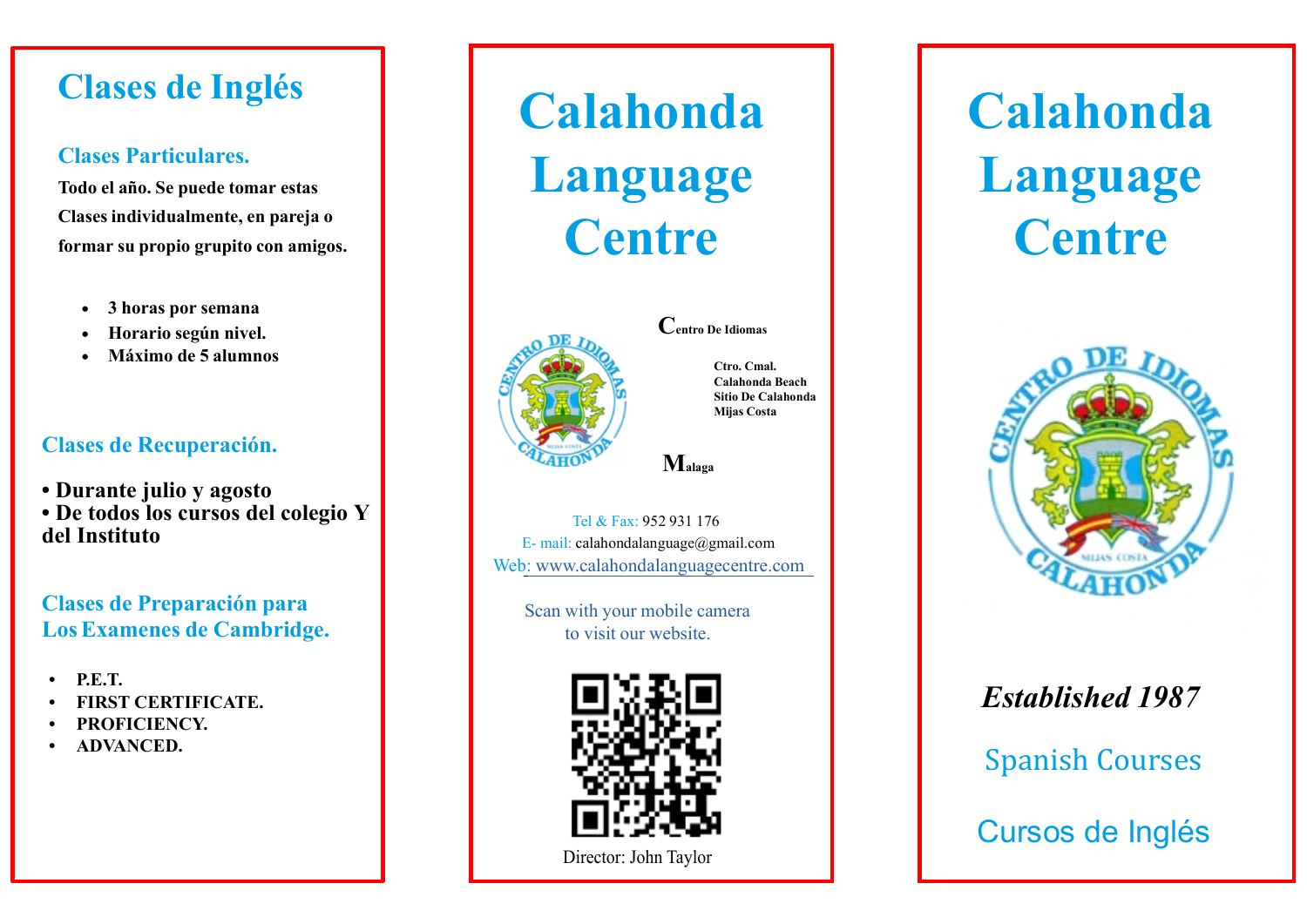## Clases de Inglés

### Clases Particulares.

**Todo el año. Se puede tomar estas Clases individualmente, en pareja o formar su propio grupito con amigos.**

- **3 horas por semana**
- **Horario según nivel.**
- **Máximo de 5 alumnos**

### Clases de Recuperación.

- **Durante julio y agosto**
- **De todos los cursos del colegio Y del Instituto**

### Clases de Preparación para Los Examenes de Cambridge.

- **P.E.T.**
- **FIRST CERTIFICATE.**
- **PROFICIENCY.**
- **ADVANCED.**

# Calahonda Language Centre

**Centro De Idiomas**

**Ctro. Cmal.**
**Calahonda Beach**
**Sitio De Calahonda**
**Mijas Costa**

**Malaga**

Tel & Fax: 952 931 176
E- mail: calahondalanguage@gmail.com
Web: www.calahondalanguagecentre.com

Scan with your mobile camera to visit our website.

Director: John Taylor

# Calahonda Language Centre

***Established 1987***

Spanish Courses

Cursos de Inglés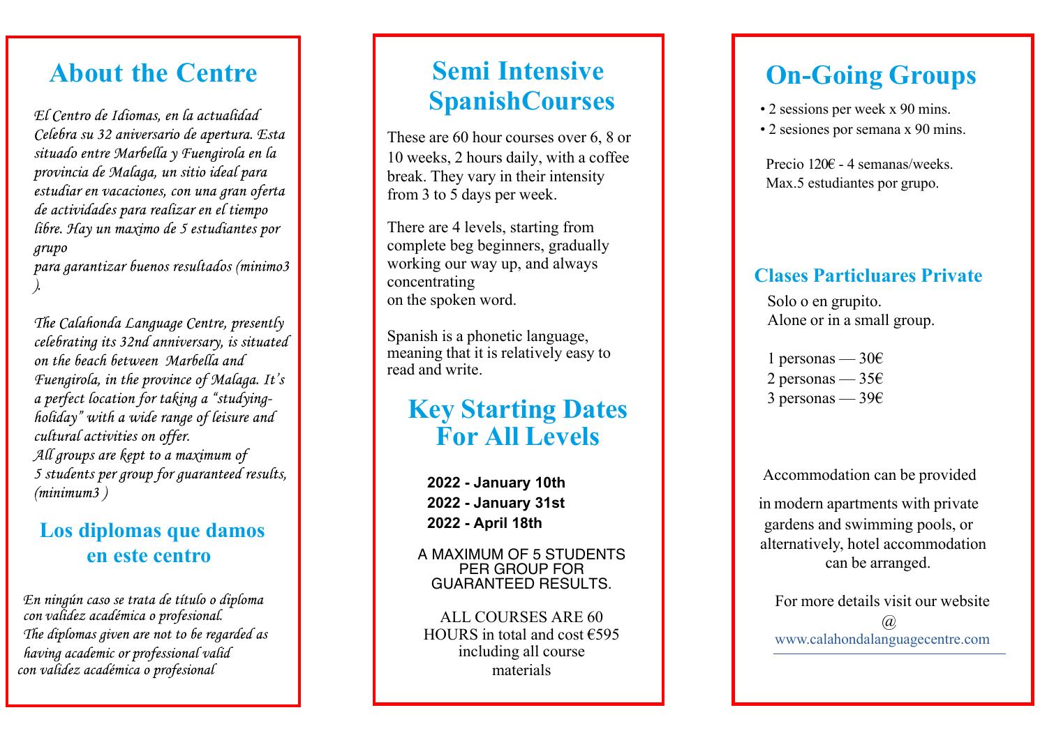## About the Centre

*El Centro de Idiomas, en la actualidad Celebra su 32 aniversario de apertura. Esta situado entre Marbella y Fuengirola en la provincia de Malaga, un sitio ideal para estudiar en vacaciones, con una gran oferta de actividades para realizar en el tiempo libre. Hay un maximo de 5 estudiantes por grupo*
*para garantizar buenos resultados (minimo3 ).*

*The Calahonda Language Centre, presently celebrating its 32nd anniversary, is situated on the beach between Marbella and Fuengirola, in the province of Malaga. It's a perfect location for taking a "studying-holiday" with a wide range of leisure and cultural activities on offer.*
*All groups are kept to a maximum of 5 students per group for guaranteed results, (minimum3 )*

## Los diplomas que damos en este centro

*En ningún caso se trata de título o diploma con validez académica o profesional.*
*The diplomas given are not to be regarded as having academic or professional valid con validez académica o profesional*

## Semi Intensive SpanishCourses

These are 60 hour courses over 6, 8 or 10 weeks, 2 hours daily, with a coffee break. They vary in their intensity from 3 to 5 days per week.

There are 4 levels, starting from complete beg beginners, gradually working our way up, and always concentrating
on the spoken word.

Spanish is a phonetic language, meaning that it is relatively easy to read and write.

## Key Starting Dates For All Levels

**2022 - January 10th**
**2022 - January 31st**
**2022 - April 18th**

A MAXIMUM OF 5 STUDENTS PER GROUP FOR GUARANTEED RESULTS.

ALL COURSES ARE 60 HOURS in total and cost €595 including all course materials

## On-Going Groups

- 2 sessions per week x 90 mins.
- 2 sesiones por semana x 90 mins.

Precio 120€ - 4 semanas/weeks.
Max.5 estudiantes por grupo.

### Clases Particluares Private

Solo o en grupito.
Alone or in a small group.

1 personas — 30€
2 personas — 35€
3 personas — 39€

Accommodation can be provided

in modern apartments with private gardens and swimming pools, or alternatively, hotel accommodation can be arranged.

For more details visit our website
@
www.calahondalanguagecentre.com